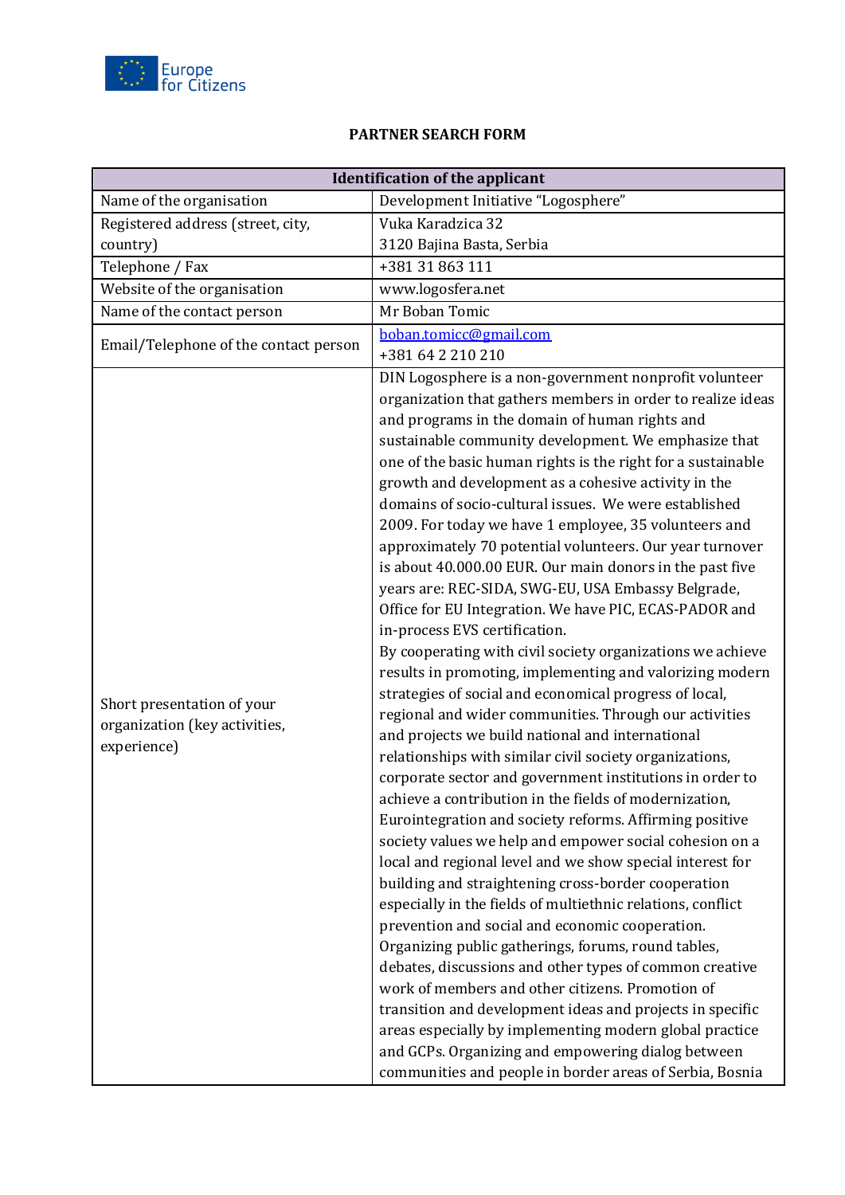Europe for Citizens

## PARTNER SEARCH FORM

| Identification of the applicant | |
|---|---|
| Name of the organisation | Development Initiative "Logosphere" |
| Registered address (street, city, country) | Vuka Karadzica 32<br>3120 Bajina Basta, Serbia |
| Telephone / Fax | +381 31 863 111 |
| Website of the organisation | www.logosfera.net |
| Name of the contact person | Mr Boban Tomic |
| Email/Telephone of the contact person | boban.tomicc@gmail.com<br>+381 64 2 210 210 |
| Short presentation of your organization (key activities, experience) | DIN Logosphere is a non-government nonprofit volunteer organization that gathers members in order to realize ideas and programs in the domain of human rights and sustainable community development. We emphasize that one of the basic human rights is the right for a sustainable growth and development as a cohesive activity in the domains of socio-cultural issues. We were established 2009. For today we have 1 employee, 35 volunteers and approximately 70 potential volunteers. Our year turnover is about 40.000.00 EUR. Our main donors in the past five years are: REC-SIDA, SWG-EU, USA Embassy Belgrade, Office for EU Integration. We have PIC, ECAS-PADOR and in-process EVS certification.<br>By cooperating with civil society organizations we achieve results in promoting, implementing and valorizing modern strategies of social and economical progress of local, regional and wider communities. Through our activities and projects we build national and international relationships with similar civil society organizations, corporate sector and government institutions in order to achieve a contribution in the fields of modernization, Eurointegration and society reforms. Affirming positive society values we help and empower social cohesion on a local and regional level and we show special interest for building and straightening cross-border cooperation especially in the fields of multiethnic relations, conflict prevention and social and economic cooperation.<br>Organizing public gatherings, forums, round tables, debates, discussions and other types of common creative work of members and other citizens. Promotion of transition and development ideas and projects in specific areas especially by implementing modern global practice and GCPs. Organizing and empowering dialog between communities and people in border areas of Serbia, Bosnia |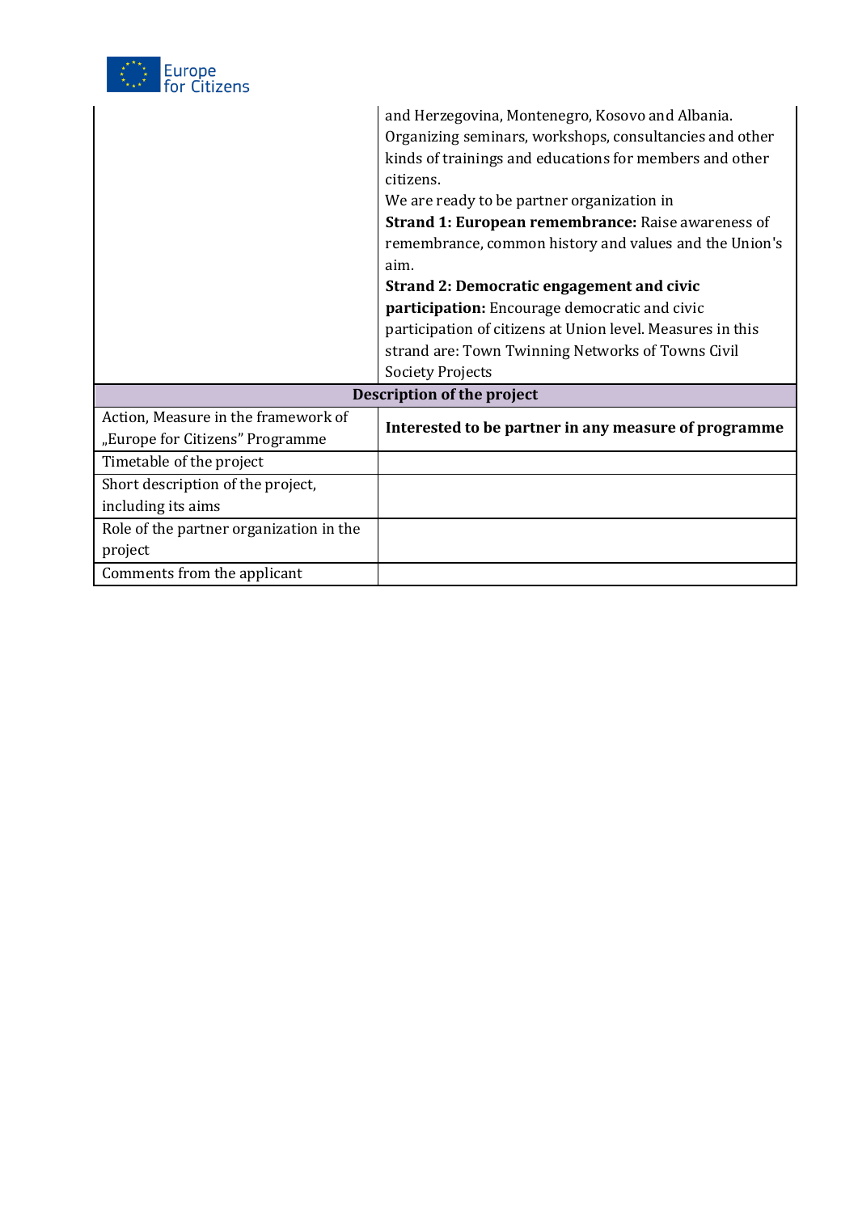| | |
|---|---|
| | and Herzegovina, Montenegro, Kosovo and Albania.<br>Organizing seminars, workshops, consultancies and other kinds of trainings and educations for members and other citizens.<br>We are ready to be partner organization in<br>**Strand 1: European remembrance:** Raise awareness of remembrance, common history and values and the Union's aim.<br>**Strand 2: Democratic engagement and civic participation:** Encourage democratic and civic participation of citizens at Union level. Measures in this strand are: Town Twinning Networks of Towns Civil Society Projects |
| **Description of the project** | |
| Action, Measure in the framework of „Europe for Citizens" Programme | **Interested to be partner in any measure of programme** |
| Timetable of the project | |
| Short description of the project, including its aims | |
| Role of the partner organization in the project | |
| Comments from the applicant | |